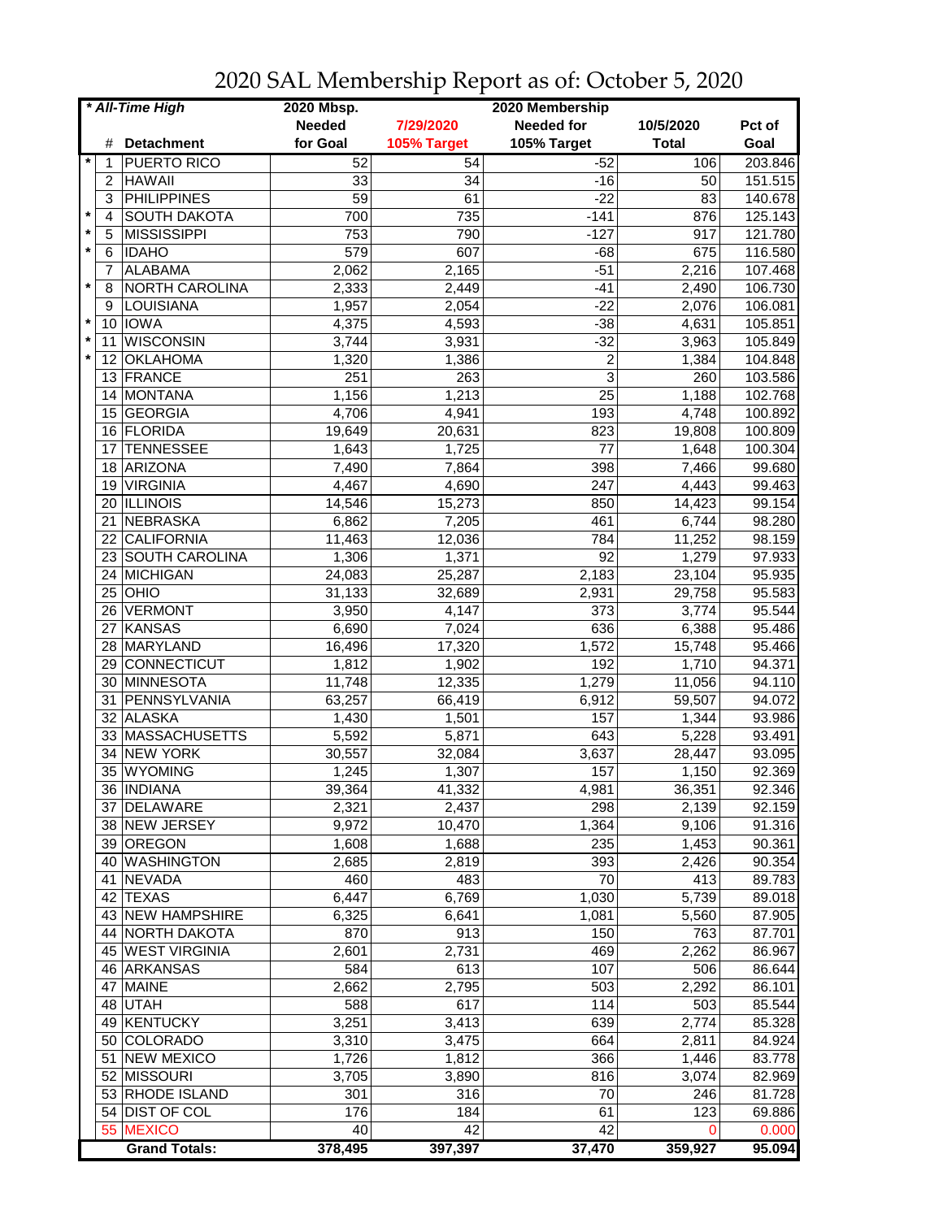# 2020 SAL Membership Report as of: October 5, 2020

| * All-Time High | # | Detachment | 2020 Mbsp. Needed for Goal | 7/29/2020 105% Target | 2020 Membership Needed for 105% Target | 10/5/2020 Total | Pct of Goal |
|---|---|---|---|---|---|---|---|
| * | 1 | PUERTO RICO | 52 | 54 | -52 | 106 | 203.846 |
| | 2 | HAWAII | 33 | 34 | -16 | 50 | 151.515 |
| | 3 | PHILIPPINES | 59 | 61 | -22 | 83 | 140.678 |
| * | 4 | SOUTH DAKOTA | 700 | 735 | -141 | 876 | 125.143 |
| * | 5 | MISSISSIPPI | 753 | 790 | -127 | 917 | 121.780 |
| * | 6 | IDAHO | 579 | 607 | -68 | 675 | 116.580 |
| | 7 | ALABAMA | 2,062 | 2,165 | -51 | 2,216 | 107.468 |
| * | 8 | NORTH CAROLINA | 2,333 | 2,449 | -41 | 2,490 | 106.730 |
| | 9 | LOUISIANA | 1,957 | 2,054 | -22 | 2,076 | 106.081 |
| * | 10 | IOWA | 4,375 | 4,593 | -38 | 4,631 | 105.851 |
| * | 11 | WISCONSIN | 3,744 | 3,931 | -32 | 3,963 | 105.849 |
| * | 12 | OKLAHOMA | 1,320 | 1,386 | 2 | 1,384 | 104.848 |
| | 13 | FRANCE | 251 | 263 | 3 | 260 | 103.586 |
| | 14 | MONTANA | 1,156 | 1,213 | 25 | 1,188 | 102.768 |
| | 15 | GEORGIA | 4,706 | 4,941 | 193 | 4,748 | 100.892 |
| | 16 | FLORIDA | 19,649 | 20,631 | 823 | 19,808 | 100.809 |
| | 17 | TENNESSEE | 1,643 | 1,725 | 77 | 1,648 | 100.304 |
| | 18 | ARIZONA | 7,490 | 7,864 | 398 | 7,466 | 99.680 |
| | 19 | VIRGINIA | 4,467 | 4,690 | 247 | 4,443 | 99.463 |
| | 20 | ILLINOIS | 14,546 | 15,273 | 850 | 14,423 | 99.154 |
| | 21 | NEBRASKA | 6,862 | 7,205 | 461 | 6,744 | 98.280 |
| | 22 | CALIFORNIA | 11,463 | 12,036 | 784 | 11,252 | 98.159 |
| | 23 | SOUTH CAROLINA | 1,306 | 1,371 | 92 | 1,279 | 97.933 |
| | 24 | MICHIGAN | 24,083 | 25,287 | 2,183 | 23,104 | 95.935 |
| | 25 | OHIO | 31,133 | 32,689 | 2,931 | 29,758 | 95.583 |
| | 26 | VERMONT | 3,950 | 4,147 | 373 | 3,774 | 95.544 |
| | 27 | KANSAS | 6,690 | 7,024 | 636 | 6,388 | 95.486 |
| | 28 | MARYLAND | 16,496 | 17,320 | 1,572 | 15,748 | 95.466 |
| | 29 | CONNECTICUT | 1,812 | 1,902 | 192 | 1,710 | 94.371 |
| | 30 | MINNESOTA | 11,748 | 12,335 | 1,279 | 11,056 | 94.110 |
| | 31 | PENNSYLVANIA | 63,257 | 66,419 | 6,912 | 59,507 | 94.072 |
| | 32 | ALASKA | 1,430 | 1,501 | 157 | 1,344 | 93.986 |
| | 33 | MASSACHUSETTS | 5,592 | 5,871 | 643 | 5,228 | 93.491 |
| | 34 | NEW YORK | 30,557 | 32,084 | 3,637 | 28,447 | 93.095 |
| | 35 | WYOMING | 1,245 | 1,307 | 157 | 1,150 | 92.369 |
| | 36 | INDIANA | 39,364 | 41,332 | 4,981 | 36,351 | 92.346 |
| | 37 | DELAWARE | 2,321 | 2,437 | 298 | 2,139 | 92.159 |
| | 38 | NEW JERSEY | 9,972 | 10,470 | 1,364 | 9,106 | 91.316 |
| | 39 | OREGON | 1,608 | 1,688 | 235 | 1,453 | 90.361 |
| | 40 | WASHINGTON | 2,685 | 2,819 | 393 | 2,426 | 90.354 |
| | 41 | NEVADA | 460 | 483 | 70 | 413 | 89.783 |
| | 42 | TEXAS | 6,447 | 6,769 | 1,030 | 5,739 | 89.018 |
| | 43 | NEW HAMPSHIRE | 6,325 | 6,641 | 1,081 | 5,560 | 87.905 |
| | 44 | NORTH DAKOTA | 870 | 913 | 150 | 763 | 87.701 |
| | 45 | WEST VIRGINIA | 2,601 | 2,731 | 469 | 2,262 | 86.967 |
| | 46 | ARKANSAS | 584 | 613 | 107 | 506 | 86.644 |
| | 47 | MAINE | 2,662 | 2,795 | 503 | 2,292 | 86.101 |
| | 48 | UTAH | 588 | 617 | 114 | 503 | 85.544 |
| | 49 | KENTUCKY | 3,251 | 3,413 | 639 | 2,774 | 85.328 |
| | 50 | COLORADO | 3,310 | 3,475 | 664 | 2,811 | 84.924 |
| | 51 | NEW MEXICO | 1,726 | 1,812 | 366 | 1,446 | 83.778 |
| | 52 | MISSOURI | 3,705 | 3,890 | 816 | 3,074 | 82.969 |
| | 53 | RHODE ISLAND | 301 | 316 | 70 | 246 | 81.728 |
| | 54 | DIST OF COL | 176 | 184 | 61 | 123 | 69.886 |
| | 55 | MEXICO | 40 | 42 | 42 | 0 | 0.000 |
| | | **Grand Totals:** | **378,495** | **397,397** | **37,470** | **359,927** | **95.094** |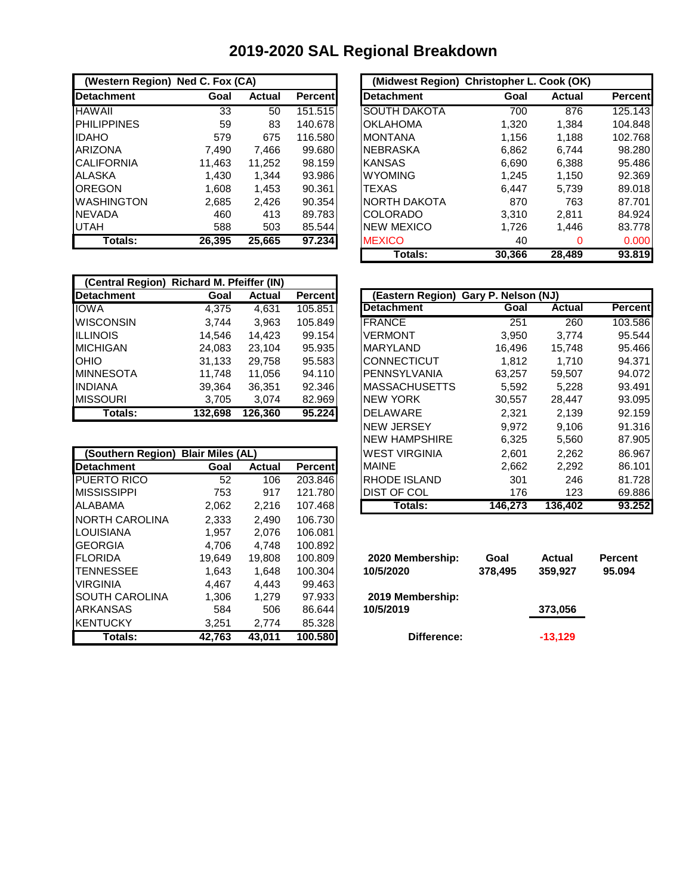# 2019-2020 SAL Regional Breakdown

| (Western Region) Ned C. Fox (CA) | | | |
|---|---|---|---|
| **Detachment** | **Goal** | **Actual** | **Percent** |
| HAWAII | 33 | 50 | 151.515 |
| PHILIPPINES | 59 | 83 | 140.678 |
| IDAHO | 579 | 675 | 116.580 |
| ARIZONA | 7,490 | 7,466 | 99.680 |
| CALIFORNIA | 11,463 | 11,252 | 98.159 |
| ALASKA | 1,430 | 1,344 | 93.986 |
| OREGON | 1,608 | 1,453 | 90.361 |
| WASHINGTON | 2,685 | 2,426 | 90.354 |
| NEVADA | 460 | 413 | 89.783 |
| UTAH | 588 | 503 | 85.544 |
| **Totals:** | **26,395** | **25,665** | **97.234** |

| (Midwest Region) Christopher L. Cook (OK) | | | |
|---|---|---|---|
| **Detachment** | **Goal** | **Actual** | **Percent** |
| SOUTH DAKOTA | 700 | 876 | 125.143 |
| OKLAHOMA | 1,320 | 1,384 | 104.848 |
| MONTANA | 1,156 | 1,188 | 102.768 |
| NEBRASKA | 6,862 | 6,744 | 98.280 |
| KANSAS | 6,690 | 6,388 | 95.486 |
| WYOMING | 1,245 | 1,150 | 92.369 |
| TEXAS | 6,447 | 5,739 | 89.018 |
| NORTH DAKOTA | 870 | 763 | 87.701 |
| COLORADO | 3,310 | 2,811 | 84.924 |
| NEW MEXICO | 1,726 | 1,446 | 83.778 |
| MEXICO | 40 | 0 | 0.000 |
| **Totals:** | **30,366** | **28,489** | **93.819** |

| (Central Region) Richard M. Pfeiffer (IN) | | | |
|---|---|---|---|
| **Detachment** | **Goal** | **Actual** | **Percent** |
| IOWA | 4,375 | 4,631 | 105.851 |
| WISCONSIN | 3,744 | 3,963 | 105.849 |
| ILLINOIS | 14,546 | 14,423 | 99.154 |
| MICHIGAN | 24,083 | 23,104 | 95.935 |
| OHIO | 31,133 | 29,758 | 95.583 |
| MINNESOTA | 11,748 | 11,056 | 94.110 |
| INDIANA | 39,364 | 36,351 | 92.346 |
| MISSOURI | 3,705 | 3,074 | 82.969 |
| **Totals:** | **132,698** | **126,360** | **95.224** |

| (Eastern Region) Gary P. Nelson (NJ) | | | |
|---|---|---|---|
| **Detachment** | **Goal** | **Actual** | **Percent** |
| FRANCE | 251 | 260 | 103.586 |
| VERMONT | 3,950 | 3,774 | 95.544 |
| MARYLAND | 16,496 | 15,748 | 95.466 |
| CONNECTICUT | 1,812 | 1,710 | 94.371 |
| PENNSYLVANIA | 63,257 | 59,507 | 94.072 |
| MASSACHUSETTS | 5,592 | 5,228 | 93.491 |
| NEW YORK | 30,557 | 28,447 | 93.095 |
| DELAWARE | 2,321 | 2,139 | 92.159 |
| NEW JERSEY | 9,972 | 9,106 | 91.316 |
| NEW HAMPSHIRE | 6,325 | 5,560 | 87.905 |
| WEST VIRGINIA | 2,601 | 2,262 | 86.967 |
| MAINE | 2,662 | 2,292 | 86.101 |
| RHODE ISLAND | 301 | 246 | 81.728 |
| DIST OF COL | 176 | 123 | 69.886 |
| **Totals:** | **146,273** | **136,402** | **93.252** |

| (Southern Region) Blair Miles (AL) | | | |
|---|---|---|---|
| **Detachment** | **Goal** | **Actual** | **Percent** |
| PUERTO RICO | 52 | 106 | 203.846 |
| MISSISSIPPI | 753 | 917 | 121.780 |
| ALABAMA | 2,062 | 2,216 | 107.468 |
| NORTH CAROLINA | 2,333 | 2,490 | 106.730 |
| LOUISIANA | 1,957 | 2,076 | 106.081 |
| GEORGIA | 4,706 | 4,748 | 100.892 |
| FLORIDA | 19,649 | 19,808 | 100.809 |
| TENNESSEE | 1,643 | 1,648 | 100.304 |
| VIRGINIA | 4,467 | 4,443 | 99.463 |
| SOUTH CAROLINA | 1,306 | 1,279 | 97.933 |
| ARKANSAS | 584 | 506 | 86.644 |
| KENTUCKY | 3,251 | 2,774 | 85.328 |
| **Totals:** | **42,763** | **43,011** | **100.580** |

| | Goal | Actual | Percent |
|---|---|---|---|
| **2020 Membership:** 10/5/2020 | **378,495** | **359,927** | **95.094** |
| **2019 Membership:** 10/5/2019 | | **373,056** | |
| **Difference:** | | **-13,129** | |